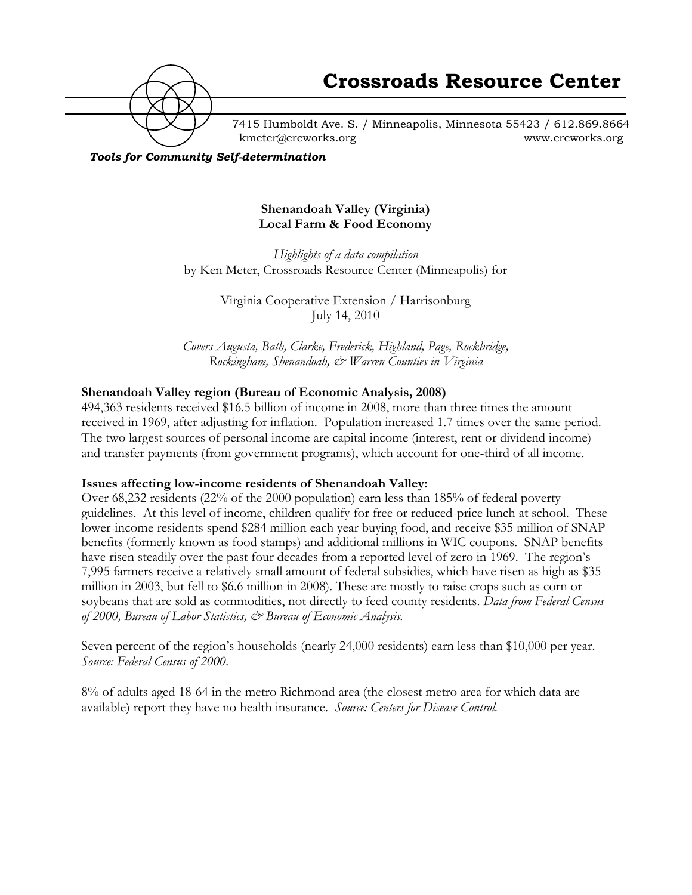# Crossroads Resource Center

7415 Humboldt Ave. S. / Minneapolis, Minnesota 55423 / 612.869.8664
kmeter@crcworks.org www.crcworks.org

***Tools for Community Self-determination***

## Shenandoah Valley (Virginia)
## Local Farm & Food Economy

*Highlights of a data compilation*
by Ken Meter, Crossroads Resource Center (Minneapolis) for

Virginia Cooperative Extension / Harrisonburg
July 14, 2010

*Covers Augusta, Bath, Clarke, Frederick, Highland, Page, Rockbridge, Rockingham, Shenandoah, & Warren Counties in Virginia*

### Shenandoah Valley region (Bureau of Economic Analysis, 2008)

494,363 residents received $16.5 billion of income in 2008, more than three times the amount received in 1969, after adjusting for inflation. Population increased 1.7 times over the same period. The two largest sources of personal income are capital income (interest, rent or dividend income) and transfer payments (from government programs), which account for one-third of all income.

### Issues affecting low-income residents of Shenandoah Valley:

Over 68,232 residents (22% of the 2000 population) earn less than 185% of federal poverty guidelines. At this level of income, children qualify for free or reduced-price lunch at school. These lower-income residents spend $284 million each year buying food, and receive $35 million of SNAP benefits (formerly known as food stamps) and additional millions in WIC coupons. SNAP benefits have risen steadily over the past four decades from a reported level of zero in 1969. The region's 7,995 farmers receive a relatively small amount of federal subsidies, which have risen as high as $35 million in 2003, but fell to $6.6 million in 2008). These are mostly to raise crops such as corn or soybeans that are sold as commodities, not directly to feed county residents. *Data from Federal Census of 2000, Bureau of Labor Statistics, & Bureau of Economic Analysis.*

Seven percent of the region's households (nearly 24,000 residents) earn less than $10,000 per year. *Source: Federal Census of 2000.*

8% of adults aged 18-64 in the metro Richmond area (the closest metro area for which data are available) report they have no health insurance. *Source: Centers for Disease Control.*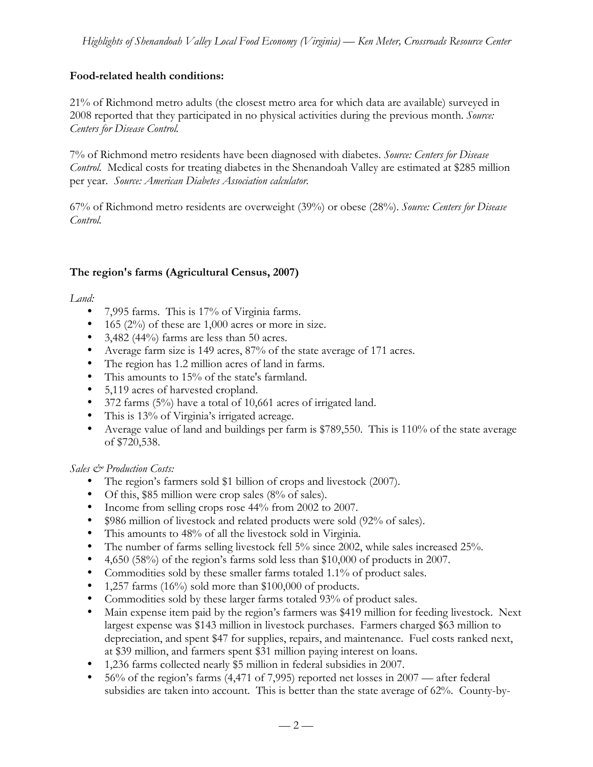**Food-related health conditions:**

21% of Richmond metro adults (the closest metro area for which data are available) surveyed in 2008 reported that they participated in no physical activities during the previous month. *Source: Centers for Disease Control.*

7% of Richmond metro residents have been diagnosed with diabetes. *Source: Centers for Disease Control.* Medical costs for treating diabetes in the Shenandoah Valley are estimated at $285 million per year. *Source: American Diabetes Association calculator.*

67% of Richmond metro residents are overweight (39%) or obese (28%). *Source: Centers for Disease Control.*

**The region's farms (Agricultural Census, 2007)**

*Land:*

- 7,995 farms. This is 17% of Virginia farms.
- 165 (2%) of these are 1,000 acres or more in size.
- 3,482 (44%) farms are less than 50 acres.
- Average farm size is 149 acres, 87% of the state average of 171 acres.
- The region has 1.2 million acres of land in farms.
- This amounts to 15% of the state's farmland.
- 5,119 acres of harvested cropland.
- 372 farms (5%) have a total of 10,661 acres of irrigated land.
- This is 13% of Virginia's irrigated acreage.
- Average value of land and buildings per farm is $789,550. This is 110% of the state average of $720,538.

*Sales & Production Costs:*

- The region's farmers sold $1 billion of crops and livestock (2007).
- Of this, $85 million were crop sales (8% of sales).
- Income from selling crops rose 44% from 2002 to 2007.
- $986 million of livestock and related products were sold (92% of sales).
- This amounts to 48% of all the livestock sold in Virginia.
- The number of farms selling livestock fell 5% since 2002, while sales increased 25%.
- 4,650 (58%) of the region's farms sold less than $10,000 of products in 2007.
- Commodities sold by these smaller farms totaled 1.1% of product sales.
- 1,257 farms (16%) sold more than $100,000 of products.
- Commodities sold by these larger farms totaled 93% of product sales.
- Main expense item paid by the region's farmers was $419 million for feeding livestock. Next largest expense was $143 million in livestock purchases. Farmers charged $63 million to depreciation, and spent $47 for supplies, repairs, and maintenance. Fuel costs ranked next, at $39 million, and farmers spent $31 million paying interest on loans.
- 1,236 farms collected nearly $5 million in federal subsidies in 2007.
- 56% of the region's farms (4,471 of 7,995) reported net losses in 2007 — after federal subsidies are taken into account. This is better than the state average of 62%. County-by-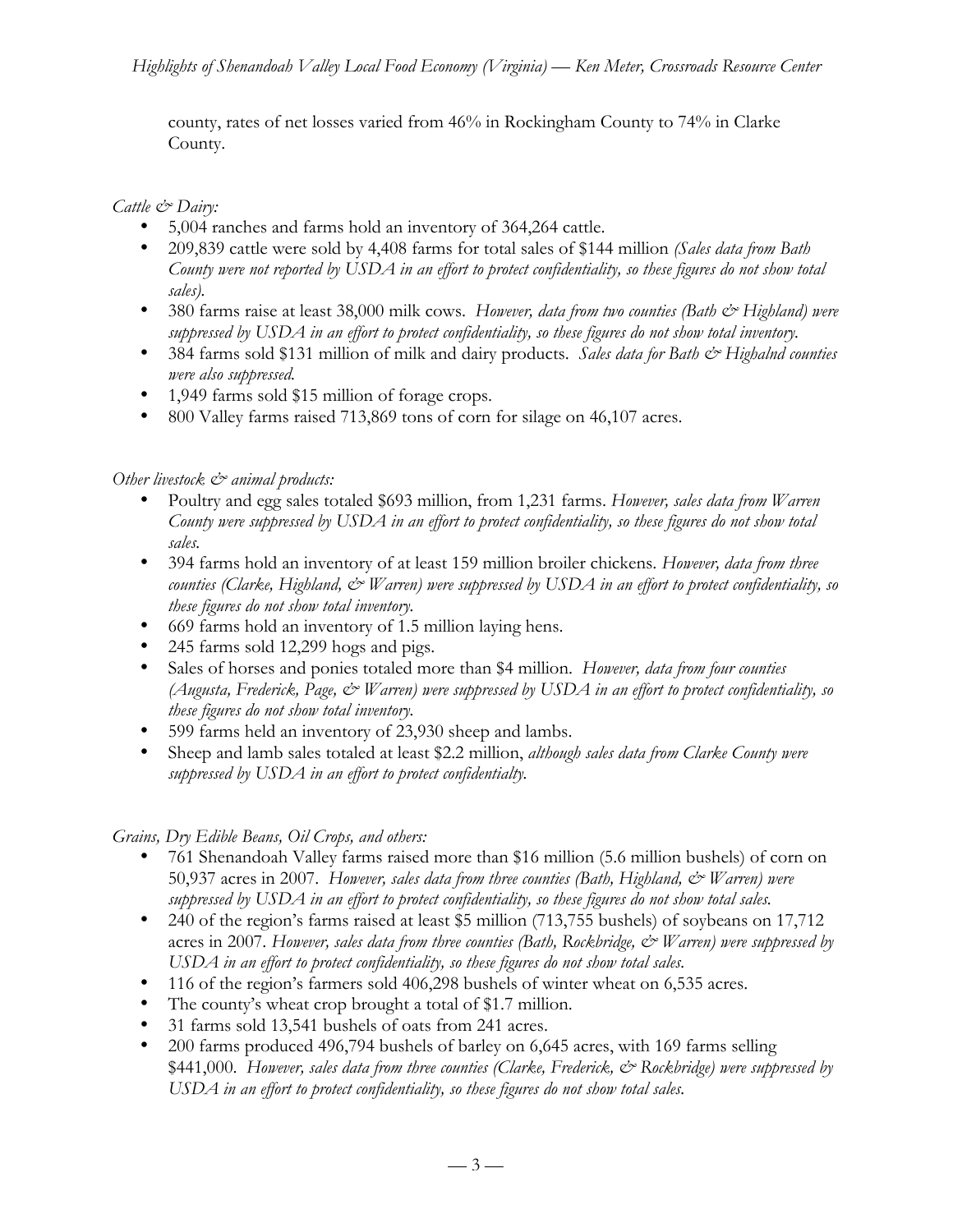county, rates of net losses varied from 46% in Rockingham County to 74% in Clarke County.

*Cattle & Dairy:*

- 5,004 ranches and farms hold an inventory of 364,264 cattle.
- 209,839 cattle were sold by 4,408 farms for total sales of $144 million *(Sales data from Bath County were not reported by USDA in an effort to protect confidentiality, so these figures do not show total sales).*
- 380 farms raise at least 38,000 milk cows. *However, data from two counties (Bath & Highland) were suppressed by USDA in an effort to protect confidentiality, so these figures do not show total inventory.*
- 384 farms sold $131 million of milk and dairy products. *Sales data for Bath & Highalnd counties were also suppressed.*
- 1,949 farms sold $15 million of forage crops.
- 800 Valley farms raised 713,869 tons of corn for silage on 46,107 acres.

*Other livestock & animal products:*

- Poultry and egg sales totaled $693 million, from 1,231 farms. *However, sales data from Warren County were suppressed by USDA in an effort to protect confidentiality, so these figures do not show total sales.*
- 394 farms hold an inventory of at least 159 million broiler chickens. *However, data from three counties (Clarke, Highland, & Warren) were suppressed by USDA in an effort to protect confidentiality, so these figures do not show total inventory.*
- 669 farms hold an inventory of 1.5 million laying hens.
- 245 farms sold 12,299 hogs and pigs.
- Sales of horses and ponies totaled more than $4 million. *However, data from four counties (Augusta, Frederick, Page, & Warren) were suppressed by USDA in an effort to protect confidentiality, so these figures do not show total inventory.*
- 599 farms held an inventory of 23,930 sheep and lambs.
- Sheep and lamb sales totaled at least $2.2 million, *although sales data from Clarke County were suppressed by USDA in an effort to protect confidentialty.*

*Grains, Dry Edible Beans, Oil Crops, and others:*

- 761 Shenandoah Valley farms raised more than $16 million (5.6 million bushels) of corn on 50,937 acres in 2007. *However, sales data from three counties (Bath, Highland, & Warren) were suppressed by USDA in an effort to protect confidentiality, so these figures do not show total sales.*
- 240 of the region's farms raised at least $5 million (713,755 bushels) of soybeans on 17,712 acres in 2007. *However, sales data from three counties (Bath, Rockbridge, & Warren) were suppressed by USDA in an effort to protect confidentiality, so these figures do not show total sales.*
- 116 of the region's farmers sold 406,298 bushels of winter wheat on 6,535 acres.
- The county's wheat crop brought a total of $1.7 million.
- 31 farms sold 13,541 bushels of oats from 241 acres.
- 200 farms produced 496,794 bushels of barley on 6,645 acres, with 169 farms selling $441,000. *However, sales data from three counties (Clarke, Frederick, & Rockbridge) were suppressed by USDA in an effort to protect confidentiality, so these figures do not show total sales.*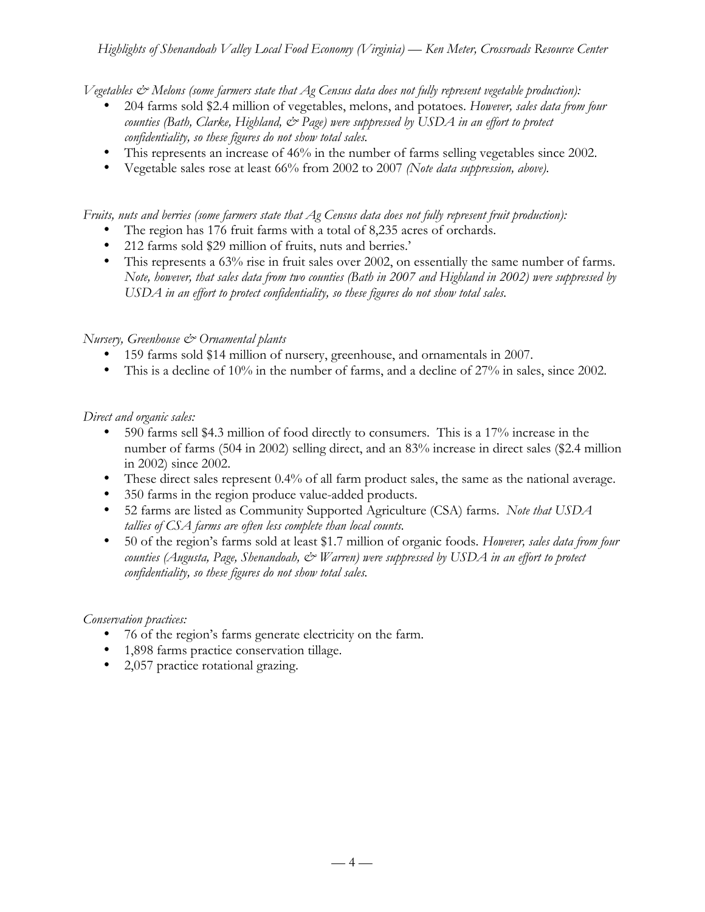*Vegetables & Melons (some farmers state that Ag Census data does not fully represent vegetable production):*

- 204 farms sold $2.4 million of vegetables, melons, and potatoes. *However, sales data from four counties (Bath, Clarke, Highland, & Page) were suppressed by USDA in an effort to protect confidentiality, so these figures do not show total sales.*
- This represents an increase of 46% in the number of farms selling vegetables since 2002.
- Vegetable sales rose at least 66% from 2002 to 2007 *(Note data suppression, above).*

*Fruits, nuts and berries (some farmers state that Ag Census data does not fully represent fruit production):*

- The region has 176 fruit farms with a total of 8,235 acres of orchards.
- 212 farms sold $29 million of fruits, nuts and berries.'
- This represents a 63% rise in fruit sales over 2002, on essentially the same number of farms. *Note, however, that sales data from two counties (Bath in 2007 and Highland in 2002) were suppressed by USDA in an effort to protect confidentiality, so these figures do not show total sales.*

*Nursery, Greenhouse & Ornamental plants*

- 159 farms sold $14 million of nursery, greenhouse, and ornamentals in 2007.
- This is a decline of 10% in the number of farms, and a decline of 27% in sales, since 2002.

*Direct and organic sales:*

- 590 farms sell $4.3 million of food directly to consumers. This is a 17% increase in the number of farms (504 in 2002) selling direct, and an 83% increase in direct sales ($2.4 million in 2002) since 2002.
- These direct sales represent 0.4% of all farm product sales, the same as the national average.
- 350 farms in the region produce value-added products.
- 52 farms are listed as Community Supported Agriculture (CSA) farms. *Note that USDA tallies of CSA farms are often less complete than local counts.*
- 50 of the region's farms sold at least $1.7 million of organic foods. *However, sales data from four counties (Augusta, Page, Shenandoah, & Warren) were suppressed by USDA in an effort to protect confidentiality, so these figures do not show total sales.*

*Conservation practices:*

- 76 of the region's farms generate electricity on the farm.
- 1,898 farms practice conservation tillage.
- 2,057 practice rotational grazing.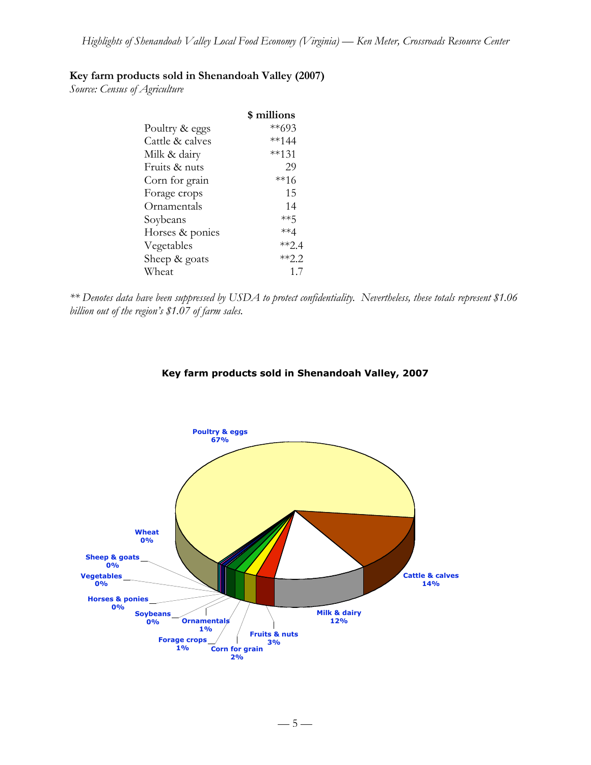**Key farm products sold in Shenandoah Valley (2007)**
*Source: Census of Agriculture*

| | $ millions |
|---|---|
| Poultry & eggs | **693 |
| Cattle & calves | **144 |
| Milk & dairy | **131 |
| Fruits & nuts | 29 |
| Corn for grain | **16 |
| Forage crops | 15 |
| Ornamentals | 14 |
| Soybeans | **5 |
| Horses & ponies | **4 |
| Vegetables | **2.4 |
| Sheep & goats | **2.2 |
| Wheat | 1.7 |

*** Denotes data have been suppressed by USDA to protect confidentiality. Nevertheless, these totals represent $1.06 billion out of the region's $1.07 of farm sales.*

**Key farm products sold in Shenandoah Valley, 2007**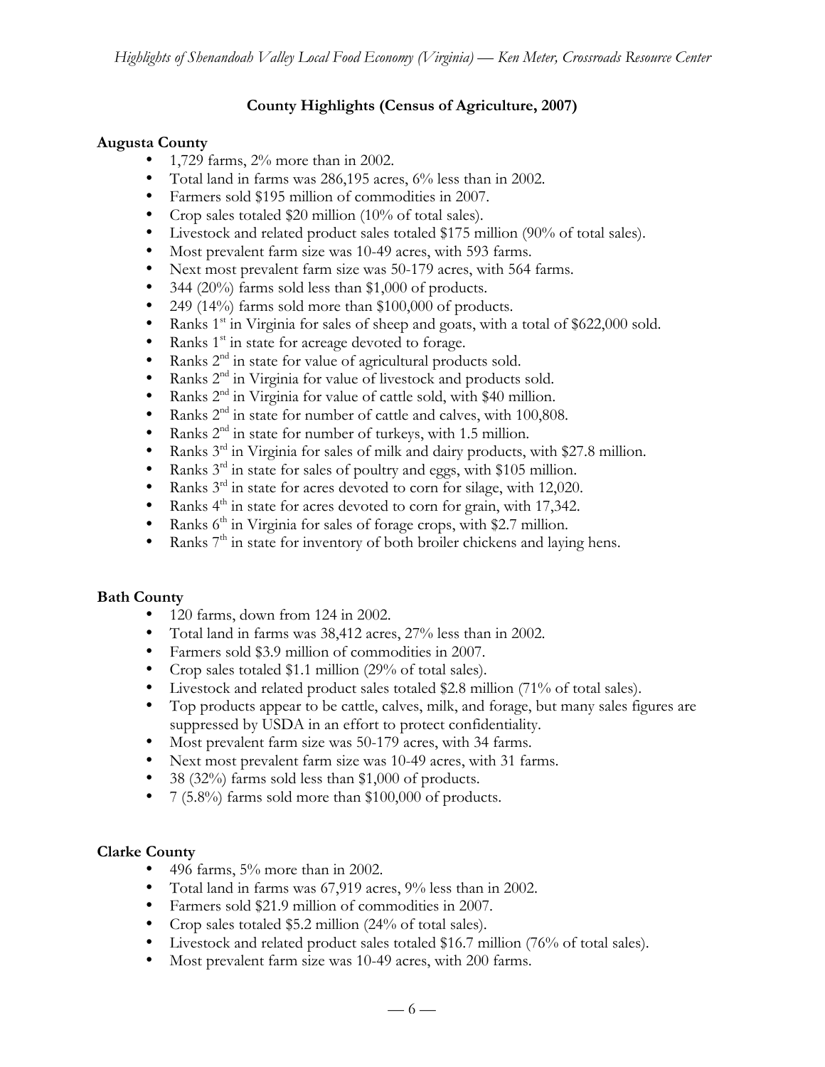**County Highlights (Census of Agriculture, 2007)**

**Augusta County**

- 1,729 farms, 2% more than in 2002.
- Total land in farms was 286,195 acres, 6% less than in 2002.
- Farmers sold $195 million of commodities in 2007.
- Crop sales totaled $20 million (10% of total sales).
- Livestock and related product sales totaled $175 million (90% of total sales).
- Most prevalent farm size was 10-49 acres, with 593 farms.
- Next most prevalent farm size was 50-179 acres, with 564 farms.
- 344 (20%) farms sold less than $1,000 of products.
- 249 (14%) farms sold more than $100,000 of products.
- Ranks 1st in Virginia for sales of sheep and goats, with a total of $622,000 sold.
- Ranks 1st in state for acreage devoted to forage.
- Ranks 2nd in state for value of agricultural products sold.
- Ranks 2nd in Virginia for value of livestock and products sold.
- Ranks 2nd in Virginia for value of cattle sold, with $40 million.
- Ranks 2nd in state for number of cattle and calves, with 100,808.
- Ranks 2nd in state for number of turkeys, with 1.5 million.
- Ranks 3rd in Virginia for sales of milk and dairy products, with $27.8 million.
- Ranks 3rd in state for sales of poultry and eggs, with $105 million.
- Ranks 3rd in state for acres devoted to corn for silage, with 12,020.
- Ranks 4th in state for acres devoted to corn for grain, with 17,342.
- Ranks 6th in Virginia for sales of forage crops, with $2.7 million.
- Ranks 7th in state for inventory of both broiler chickens and laying hens.

**Bath County**

- 120 farms, down from 124 in 2002.
- Total land in farms was 38,412 acres, 27% less than in 2002.
- Farmers sold $3.9 million of commodities in 2007.
- Crop sales totaled $1.1 million (29% of total sales).
- Livestock and related product sales totaled $2.8 million (71% of total sales).
- Top products appear to be cattle, calves, milk, and forage, but many sales figures are suppressed by USDA in an effort to protect confidentiality.
- Most prevalent farm size was 50-179 acres, with 34 farms.
- Next most prevalent farm size was 10-49 acres, with 31 farms.
- 38 (32%) farms sold less than $1,000 of products.
- 7 (5.8%) farms sold more than $100,000 of products.

**Clarke County**

- 496 farms, 5% more than in 2002.
- Total land in farms was 67,919 acres, 9% less than in 2002.
- Farmers sold $21.9 million of commodities in 2007.
- Crop sales totaled $5.2 million (24% of total sales).
- Livestock and related product sales totaled $16.7 million (76% of total sales).
- Most prevalent farm size was 10-49 acres, with 200 farms.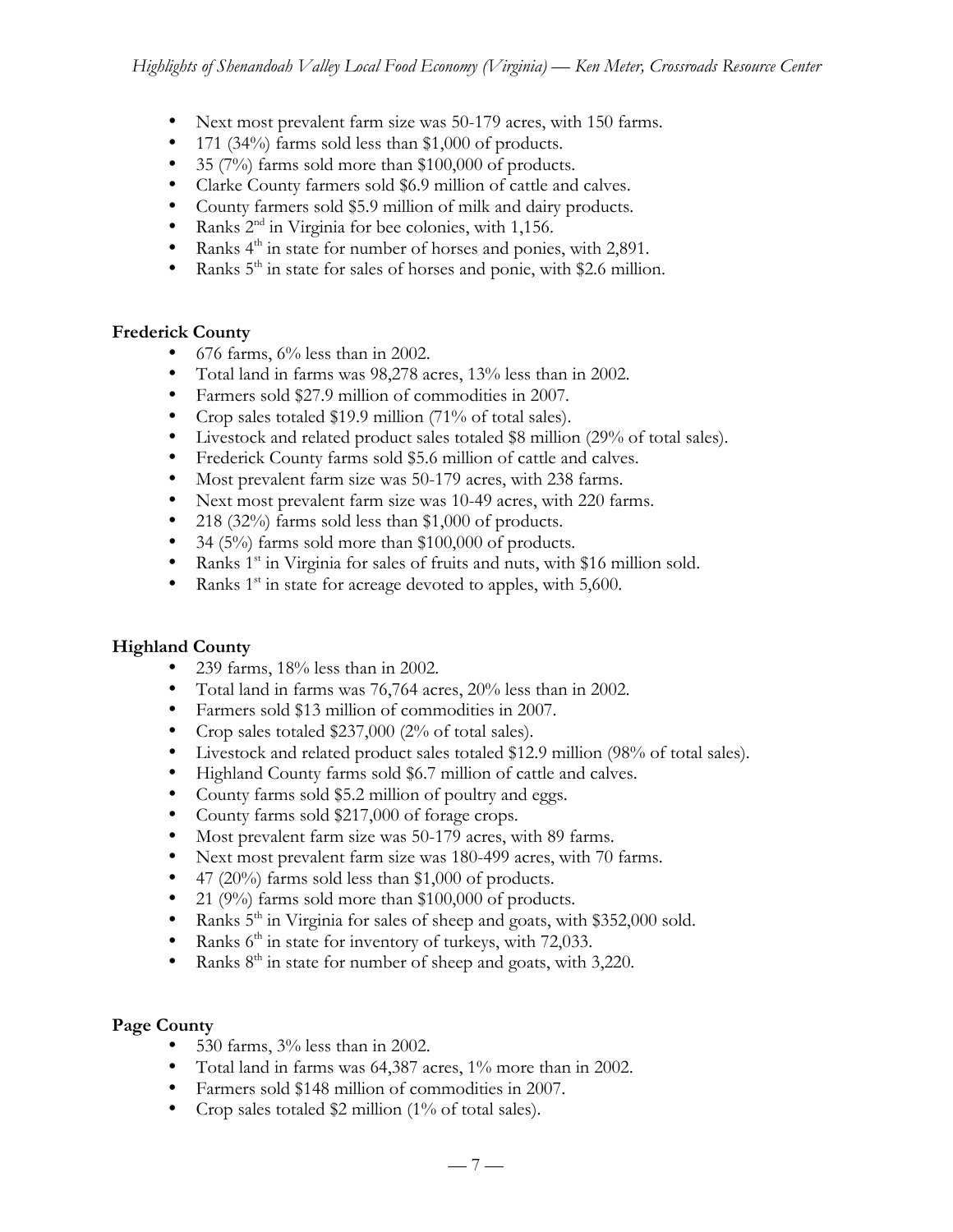- Next most prevalent farm size was 50-179 acres, with 150 farms.
- 171 (34%) farms sold less than $1,000 of products.
- 35 (7%) farms sold more than $100,000 of products.
- Clarke County farmers sold $6.9 million of cattle and calves.
- County farmers sold $5.9 million of milk and dairy products.
- Ranks 2nd in Virginia for bee colonies, with 1,156.
- Ranks 4th in state for number of horses and ponies, with 2,891.
- Ranks 5th in state for sales of horses and ponie, with $2.6 million.

**Frederick County**

- 676 farms, 6% less than in 2002.
- Total land in farms was 98,278 acres, 13% less than in 2002.
- Farmers sold $27.9 million of commodities in 2007.
- Crop sales totaled $19.9 million (71% of total sales).
- Livestock and related product sales totaled $8 million (29% of total sales).
- Frederick County farms sold $5.6 million of cattle and calves.
- Most prevalent farm size was 50-179 acres, with 238 farms.
- Next most prevalent farm size was 10-49 acres, with 220 farms.
- 218 (32%) farms sold less than $1,000 of products.
- 34 (5%) farms sold more than $100,000 of products.
- Ranks 1st in Virginia for sales of fruits and nuts, with $16 million sold.
- Ranks 1st in state for acreage devoted to apples, with 5,600.

**Highland County**

- 239 farms, 18% less than in 2002.
- Total land in farms was 76,764 acres, 20% less than in 2002.
- Farmers sold $13 million of commodities in 2007.
- Crop sales totaled $237,000 (2% of total sales).
- Livestock and related product sales totaled $12.9 million (98% of total sales).
- Highland County farms sold $6.7 million of cattle and calves.
- County farms sold $5.2 million of poultry and eggs.
- County farms sold $217,000 of forage crops.
- Most prevalent farm size was 50-179 acres, with 89 farms.
- Next most prevalent farm size was 180-499 acres, with 70 farms.
- 47 (20%) farms sold less than $1,000 of products.
- 21 (9%) farms sold more than $100,000 of products.
- Ranks 5th in Virginia for sales of sheep and goats, with $352,000 sold.
- Ranks 6th in state for inventory of turkeys, with 72,033.
- Ranks 8th in state for number of sheep and goats, with 3,220.

**Page County**

- 530 farms, 3% less than in 2002.
- Total land in farms was 64,387 acres, 1% more than in 2002.
- Farmers sold $148 million of commodities in 2007.
- Crop sales totaled $2 million (1% of total sales).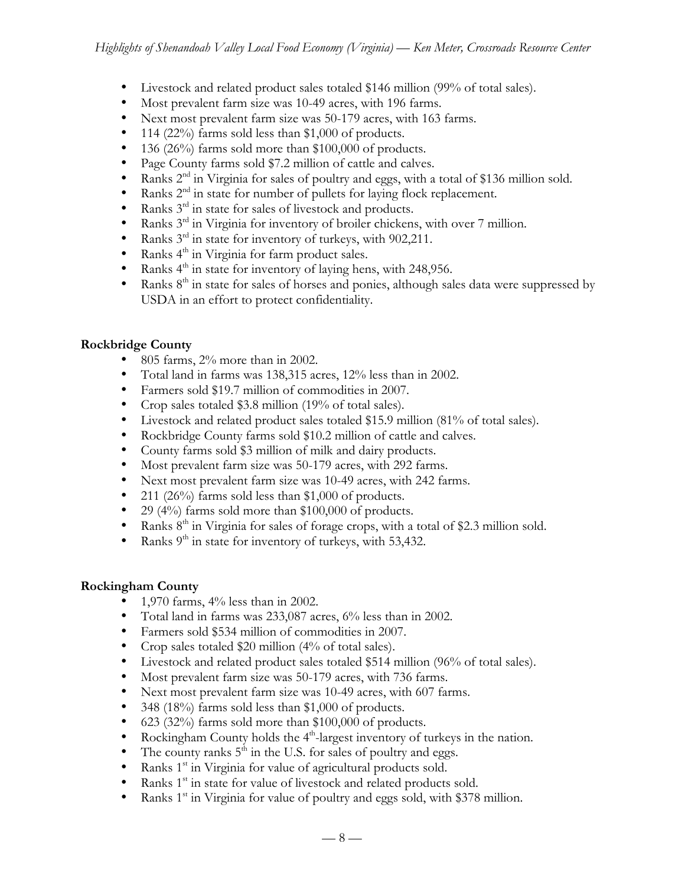- Livestock and related product sales totaled \$146 million (99% of total sales).
- Most prevalent farm size was 10-49 acres, with 196 farms.
- Next most prevalent farm size was 50-179 acres, with 163 farms.
- 114 (22%) farms sold less than \$1,000 of products.
- 136 (26%) farms sold more than \$100,000 of products.
- Page County farms sold \$7.2 million of cattle and calves.
- Ranks 2nd in Virginia for sales of poultry and eggs, with a total of \$136 million sold.
- Ranks 2nd in state for number of pullets for laying flock replacement.
- Ranks 3rd in state for sales of livestock and products.
- Ranks 3rd in Virginia for inventory of broiler chickens, with over 7 million.
- Ranks 3rd in state for inventory of turkeys, with 902,211.
- Ranks 4th in Virginia for farm product sales.
- Ranks 4th in state for inventory of laying hens, with 248,956.
- Ranks 8th in state for sales of horses and ponies, although sales data were suppressed by USDA in an effort to protect confidentiality.

**Rockbridge County**

- 805 farms, 2% more than in 2002.
- Total land in farms was 138,315 acres, 12% less than in 2002.
- Farmers sold \$19.7 million of commodities in 2007.
- Crop sales totaled \$3.8 million (19% of total sales).
- Livestock and related product sales totaled \$15.9 million (81% of total sales).
- Rockbridge County farms sold \$10.2 million of cattle and calves.
- County farms sold \$3 million of milk and dairy products.
- Most prevalent farm size was 50-179 acres, with 292 farms.
- Next most prevalent farm size was 10-49 acres, with 242 farms.
- 211 (26%) farms sold less than \$1,000 of products.
- 29 (4%) farms sold more than \$100,000 of products.
- Ranks 8th in Virginia for sales of forage crops, with a total of \$2.3 million sold.
- Ranks 9th in state for inventory of turkeys, with 53,432.

**Rockingham County**

- 1,970 farms, 4% less than in 2002.
- Total land in farms was 233,087 acres, 6% less than in 2002.
- Farmers sold \$534 million of commodities in 2007.
- Crop sales totaled \$20 million (4% of total sales).
- Livestock and related product sales totaled \$514 million (96% of total sales).
- Most prevalent farm size was 50-179 acres, with 736 farms.
- Next most prevalent farm size was 10-49 acres, with 607 farms.
- 348 (18%) farms sold less than \$1,000 of products.
- 623 (32%) farms sold more than \$100,000 of products.
- Rockingham County holds the 4th-largest inventory of turkeys in the nation.
- The county ranks 5th in the U.S. for sales of poultry and eggs.
- Ranks 1st in Virginia for value of agricultural products sold.
- Ranks 1st in state for value of livestock and related products sold.
- Ranks 1st in Virginia for value of poultry and eggs sold, with \$378 million.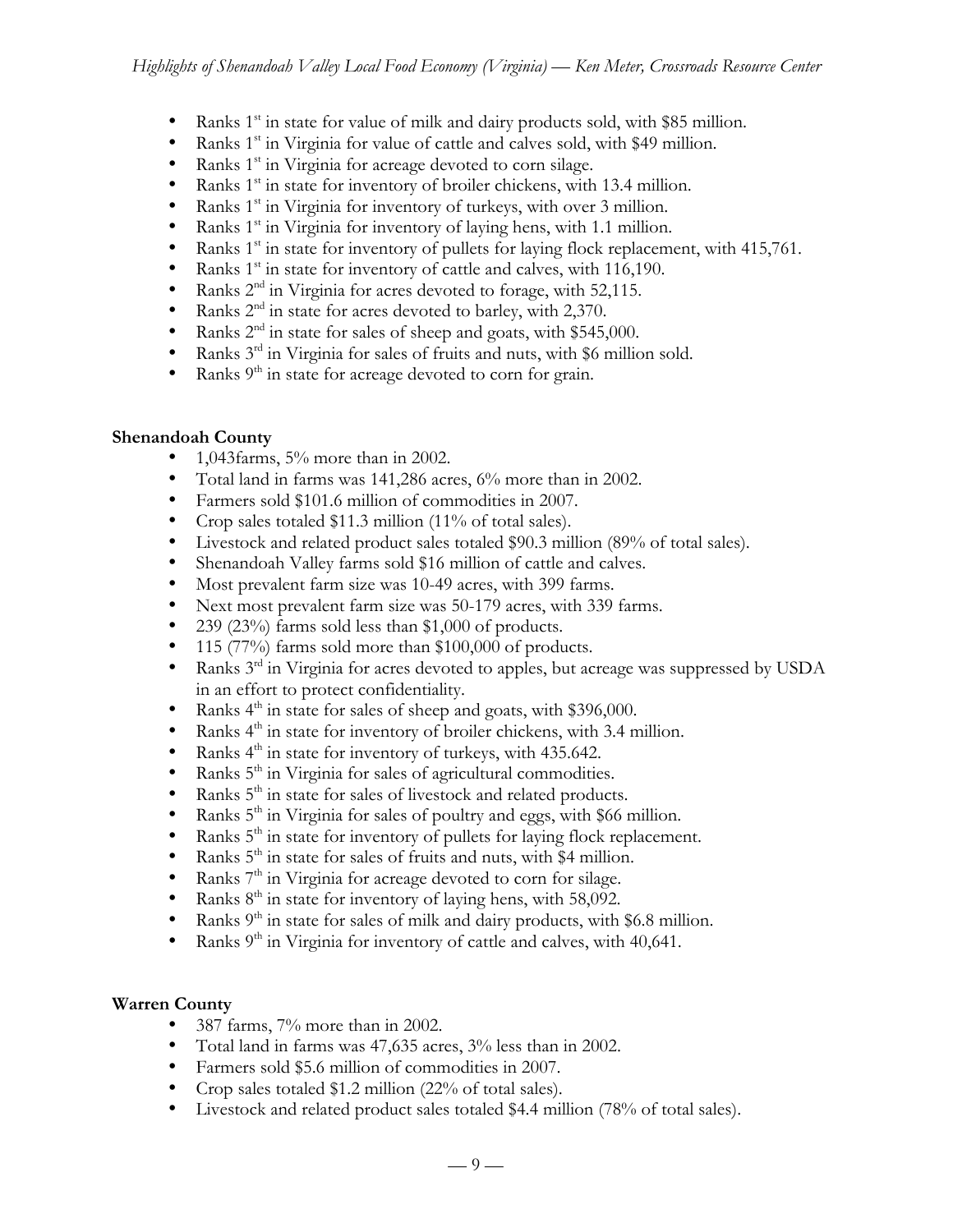- Ranks 1st in state for value of milk and dairy products sold, with $85 million.
- Ranks 1st in Virginia for value of cattle and calves sold, with $49 million.
- Ranks 1st in Virginia for acreage devoted to corn silage.
- Ranks 1st in state for inventory of broiler chickens, with 13.4 million.
- Ranks 1st in Virginia for inventory of turkeys, with over 3 million.
- Ranks 1st in Virginia for inventory of laying hens, with 1.1 million.
- Ranks 1st in state for inventory of pullets for laying flock replacement, with 415,761.
- Ranks 1st in state for inventory of cattle and calves, with 116,190.
- Ranks 2nd in Virginia for acres devoted to forage, with 52,115.
- Ranks 2nd in state for acres devoted to barley, with 2,370.
- Ranks 2nd in state for sales of sheep and goats, with $545,000.
- Ranks 3rd in Virginia for sales of fruits and nuts, with $6 million sold.
- Ranks 9th in state for acreage devoted to corn for grain.

**Shenandoah County**

- 1,043farms, 5% more than in 2002.
- Total land in farms was 141,286 acres, 6% more than in 2002.
- Farmers sold $101.6 million of commodities in 2007.
- Crop sales totaled $11.3 million (11% of total sales).
- Livestock and related product sales totaled $90.3 million (89% of total sales).
- Shenandoah Valley farms sold $16 million of cattle and calves.
- Most prevalent farm size was 10-49 acres, with 399 farms.
- Next most prevalent farm size was 50-179 acres, with 339 farms.
- 239 (23%) farms sold less than $1,000 of products.
- 115 (77%) farms sold more than $100,000 of products.
- Ranks 3rd in Virginia for acres devoted to apples, but acreage was suppressed by USDA in an effort to protect confidentiality.
- Ranks 4th in state for sales of sheep and goats, with $396,000.
- Ranks 4th in state for inventory of broiler chickens, with 3.4 million.
- Ranks 4th in state for inventory of turkeys, with 435.642.
- Ranks 5th in Virginia for sales of agricultural commodities.
- Ranks 5th in state for sales of livestock and related products.
- Ranks 5th in Virginia for sales of poultry and eggs, with $66 million.
- Ranks 5th in state for inventory of pullets for laying flock replacement.
- Ranks 5th in state for sales of fruits and nuts, with $4 million.
- Ranks 7th in Virginia for acreage devoted to corn for silage.
- Ranks 8th in state for inventory of laying hens, with 58,092.
- Ranks 9th in state for sales of milk and dairy products, with $6.8 million.
- Ranks 9th in Virginia for inventory of cattle and calves, with 40,641.

**Warren County**

- 387 farms, 7% more than in 2002.
- Total land in farms was 47,635 acres, 3% less than in 2002.
- Farmers sold $5.6 million of commodities in 2007.
- Crop sales totaled $1.2 million (22% of total sales).
- Livestock and related product sales totaled $4.4 million (78% of total sales).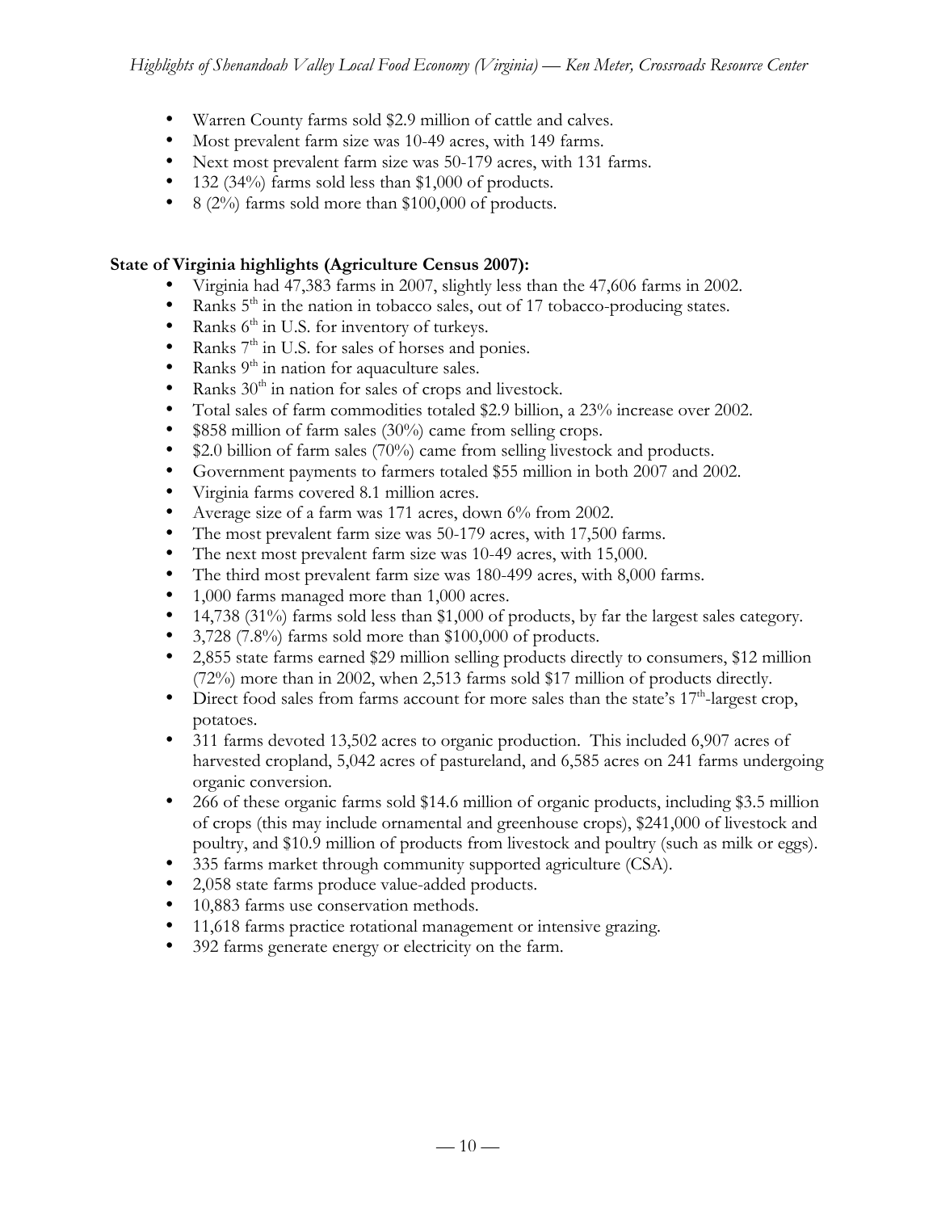- Warren County farms sold \$2.9 million of cattle and calves.
- Most prevalent farm size was 10-49 acres, with 149 farms.
- Next most prevalent farm size was 50-179 acres, with 131 farms.
- 132 (34%) farms sold less than \$1,000 of products.
- 8 (2%) farms sold more than \$100,000 of products.

**State of Virginia highlights (Agriculture Census 2007):**

- Virginia had 47,383 farms in 2007, slightly less than the 47,606 farms in 2002.
- Ranks 5th in the nation in tobacco sales, out of 17 tobacco-producing states.
- Ranks 6th in U.S. for inventory of turkeys.
- Ranks 7th in U.S. for sales of horses and ponies.
- Ranks 9th in nation for aquaculture sales.
- Ranks 30th in nation for sales of crops and livestock.
- Total sales of farm commodities totaled \$2.9 billion, a 23% increase over 2002.
- \$858 million of farm sales (30%) came from selling crops.
- \$2.0 billion of farm sales (70%) came from selling livestock and products.
- Government payments to farmers totaled \$55 million in both 2007 and 2002.
- Virginia farms covered 8.1 million acres.
- Average size of a farm was 171 acres, down 6% from 2002.
- The most prevalent farm size was 50-179 acres, with 17,500 farms.
- The next most prevalent farm size was 10-49 acres, with 15,000.
- The third most prevalent farm size was 180-499 acres, with 8,000 farms.
- 1,000 farms managed more than 1,000 acres.
- 14,738 (31%) farms sold less than \$1,000 of products, by far the largest sales category.
- 3,728 (7.8%) farms sold more than \$100,000 of products.
- 2,855 state farms earned \$29 million selling products directly to consumers, \$12 million (72%) more than in 2002, when 2,513 farms sold \$17 million of products directly.
- Direct food sales from farms account for more sales than the state's 17th-largest crop, potatoes.
- 311 farms devoted 13,502 acres to organic production. This included 6,907 acres of harvested cropland, 5,042 acres of pastureland, and 6,585 acres on 241 farms undergoing organic conversion.
- 266 of these organic farms sold \$14.6 million of organic products, including \$3.5 million of crops (this may include ornamental and greenhouse crops), \$241,000 of livestock and poultry, and \$10.9 million of products from livestock and poultry (such as milk or eggs).
- 335 farms market through community supported agriculture (CSA).
- 2,058 state farms produce value-added products.
- 10,883 farms use conservation methods.
- 11,618 farms practice rotational management or intensive grazing.
- 392 farms generate energy or electricity on the farm.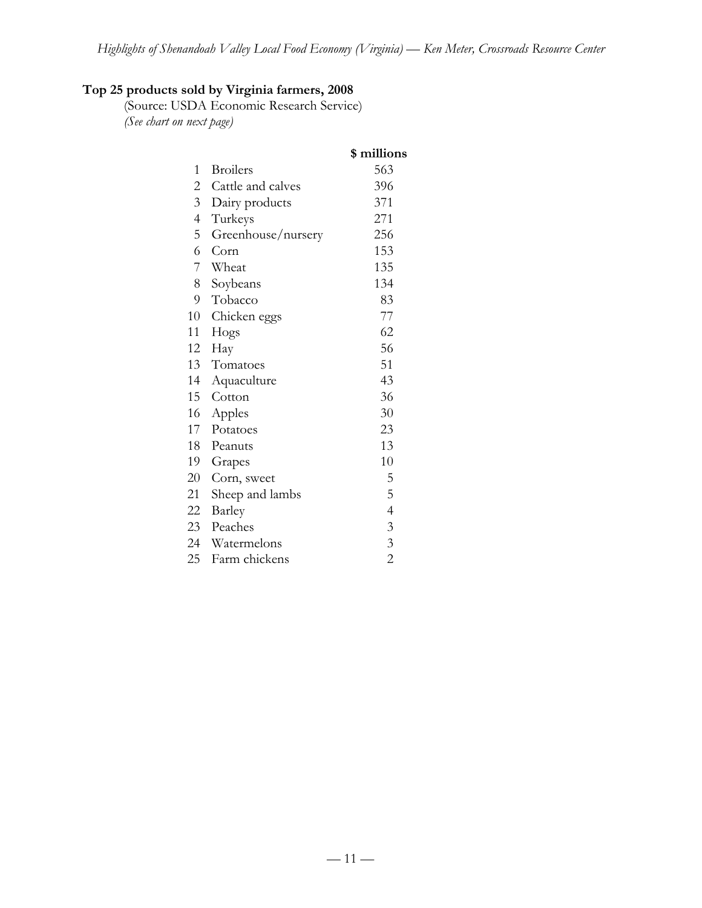**Top 25 products sold by Virginia farmers, 2008**

(Source: USDA Economic Research Service)

*(See chart on next page)*

| | | $ millions |
|---|---|---|
| 1 | Broilers | 563 |
| 2 | Cattle and calves | 396 |
| 3 | Dairy products | 371 |
| 4 | Turkeys | 271 |
| 5 | Greenhouse/nursery | 256 |
| 6 | Corn | 153 |
| 7 | Wheat | 135 |
| 8 | Soybeans | 134 |
| 9 | Tobacco | 83 |
| 10 | Chicken eggs | 77 |
| 11 | Hogs | 62 |
| 12 | Hay | 56 |
| 13 | Tomatoes | 51 |
| 14 | Aquaculture | 43 |
| 15 | Cotton | 36 |
| 16 | Apples | 30 |
| 17 | Potatoes | 23 |
| 18 | Peanuts | 13 |
| 19 | Grapes | 10 |
| 20 | Corn, sweet | 5 |
| 21 | Sheep and lambs | 5 |
| 22 | Barley | 4 |
| 23 | Peaches | 3 |
| 24 | Watermelons | 3 |
| 25 | Farm chickens | 2 |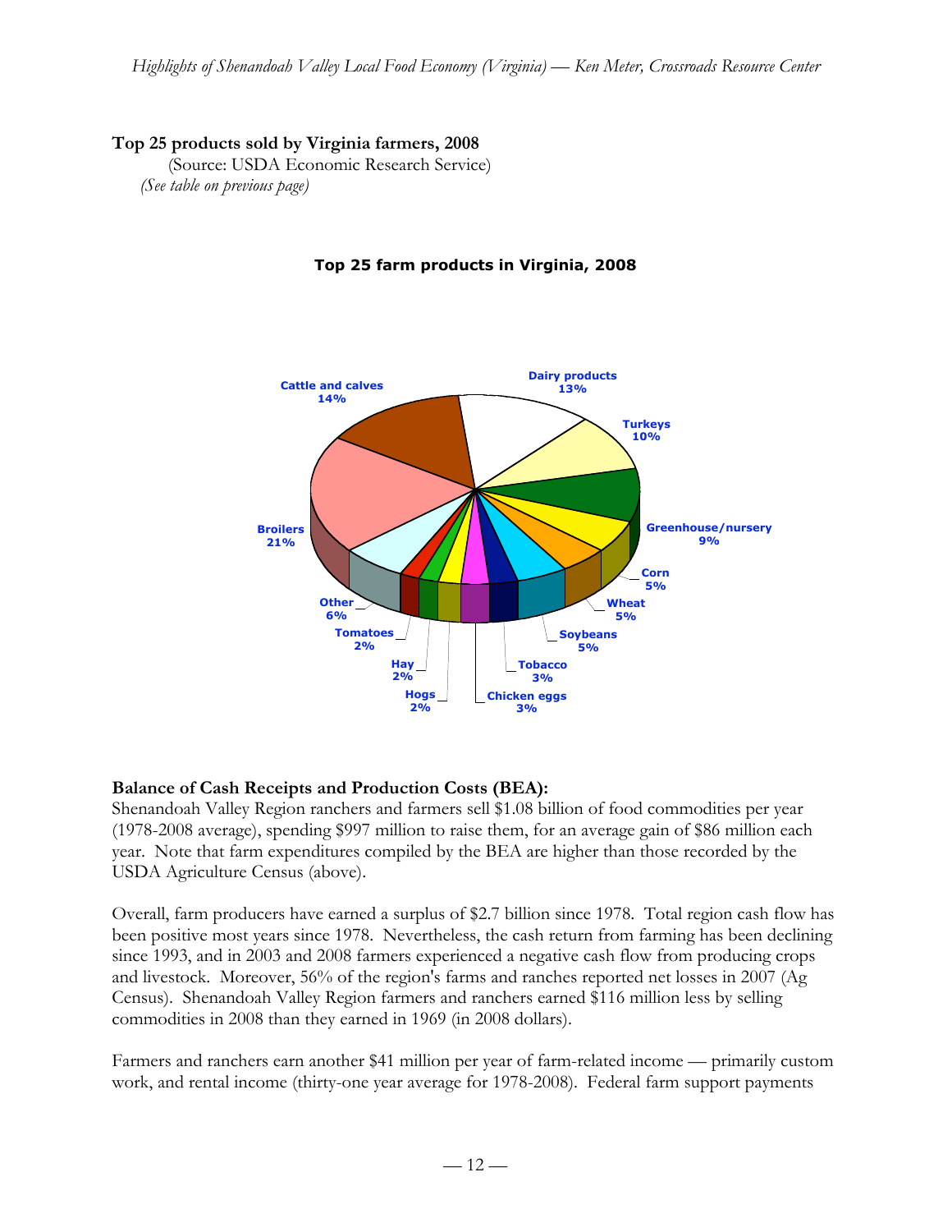**Top 25 products sold by Virginia farmers, 2008**
(Source: USDA Economic Research Service)
*(See table on previous page)*

**Top 25 farm products in Virginia, 2008**

| Product | Share |
|---|---|
| Broilers | 21% |
| Cattle and calves | 14% |
| Dairy products | 13% |
| Turkeys | 10% |
| Greenhouse/nursery | 9% |
| Corn | 5% |
| Wheat | 5% |
| Soybeans | 5% |
| Tobacco | 3% |
| Chicken eggs | 3% |
| Hogs | 2% |
| Hay | 2% |
| Tomatoes | 2% |
| Other | 6% |

**Balance of Cash Receipts and Production Costs (BEA):**
Shenandoah Valley Region ranchers and farmers sell $1.08 billion of food commodities per year (1978-2008 average), spending $997 million to raise them, for an average gain of $86 million each year. Note that farm expenditures compiled by the BEA are higher than those recorded by the USDA Agriculture Census (above).

Overall, farm producers have earned a surplus of $2.7 billion since 1978. Total region cash flow has been positive most years since 1978. Nevertheless, the cash return from farming has been declining since 1993, and in 2003 and 2008 farmers experienced a negative cash flow from producing crops and livestock. Moreover, 56% of the region's farms and ranches reported net losses in 2007 (Ag Census). Shenandoah Valley Region farmers and ranchers earned $116 million less by selling commodities in 2008 than they earned in 1969 (in 2008 dollars).

Farmers and ranchers earn another $41 million per year of farm-related income — primarily custom work, and rental income (thirty-one year average for 1978-2008). Federal farm support payments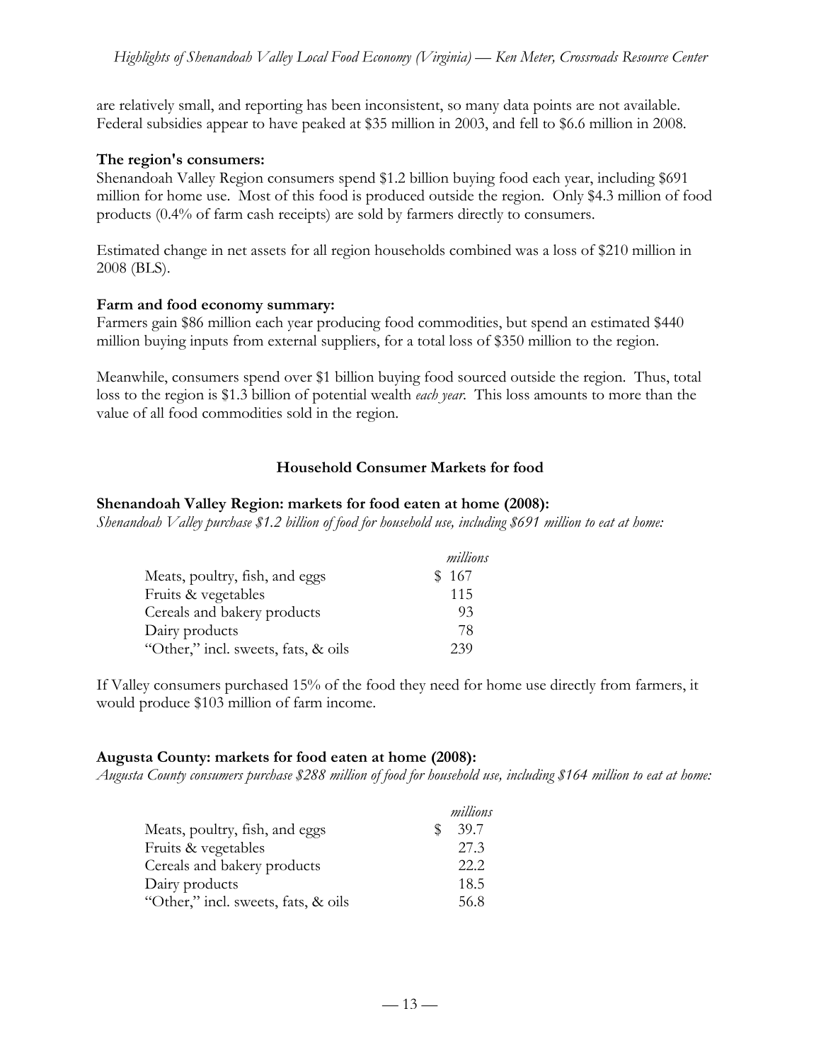are relatively small, and reporting has been inconsistent, so many data points are not available. Federal subsidies appear to have peaked at $35 million in 2003, and fell to $6.6 million in 2008.

**The region's consumers:**
Shenandoah Valley Region consumers spend $1.2 billion buying food each year, including $691 million for home use. Most of this food is produced outside the region. Only $4.3 million of food products (0.4% of farm cash receipts) are sold by farmers directly to consumers.

Estimated change in net assets for all region households combined was a loss of $210 million in 2008 (BLS).

**Farm and food economy summary:**
Farmers gain $86 million each year producing food commodities, but spend an estimated $440 million buying inputs from external suppliers, for a total loss of $350 million to the region.

Meanwhile, consumers spend over $1 billion buying food sourced outside the region. Thus, total loss to the region is $1.3 billion of potential wealth *each year*. This loss amounts to more than the value of all food commodities sold in the region.

## Household Consumer Markets for food

**Shenandoah Valley Region: markets for food eaten at home (2008):**
*Shenandoah Valley purchase $1.2 billion of food for household use, including $691 million to eat at home:*

| | *millions* |
|---|---|
| Meats, poultry, fish, and eggs | $ 167 |
| Fruits & vegetables | 115 |
| Cereals and bakery products | 93 |
| Dairy products | 78 |
| "Other," incl. sweets, fats, & oils | 239 |

If Valley consumers purchased 15% of the food they need for home use directly from farmers, it would produce $103 million of farm income.

**Augusta County: markets for food eaten at home (2008):**
*Augusta County consumers purchase $288 million of food for household use, including $164 million to eat at home:*

| | *millions* |
|---|---|
| Meats, poultry, fish, and eggs | $ 39.7 |
| Fruits & vegetables | 27.3 |
| Cereals and bakery products | 22.2 |
| Dairy products | 18.5 |
| "Other," incl. sweets, fats, & oils | 56.8 |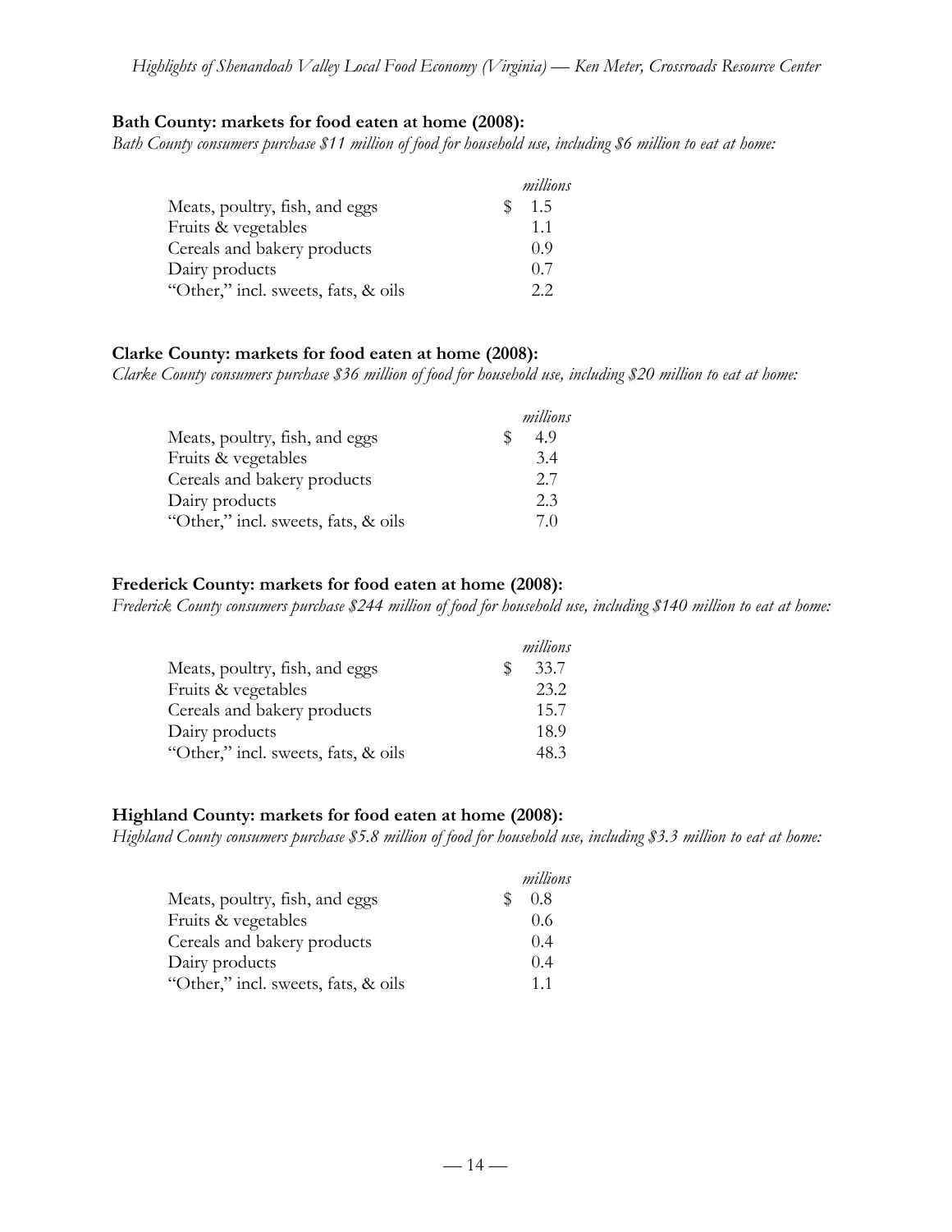**Bath County: markets for food eaten at home (2008):**

*Bath County consumers purchase $11 million of food for household use, including $6 million to eat at home:*

| | *millions* |
|---|---|
| Meats, poultry, fish, and eggs | $ 1.5 |
| Fruits & vegetables | 1.1 |
| Cereals and bakery products | 0.9 |
| Dairy products | 0.7 |
| "Other," incl. sweets, fats, & oils | 2.2 |

**Clarke County: markets for food eaten at home (2008):**

*Clarke County consumers purchase $36 million of food for household use, including $20 million to eat at home:*

| | *millions* |
|---|---|
| Meats, poultry, fish, and eggs | $ 4.9 |
| Fruits & vegetables | 3.4 |
| Cereals and bakery products | 2.7 |
| Dairy products | 2.3 |
| "Other," incl. sweets, fats, & oils | 7.0 |

**Frederick County: markets for food eaten at home (2008):**

*Frederick County consumers purchase $244 million of food for household use, including $140 million to eat at home:*

| | *millions* |
|---|---|
| Meats, poultry, fish, and eggs | $ 33.7 |
| Fruits & vegetables | 23.2 |
| Cereals and bakery products | 15.7 |
| Dairy products | 18.9 |
| "Other," incl. sweets, fats, & oils | 48.3 |

**Highland County: markets for food eaten at home (2008):**

*Highland County consumers purchase $5.8 million of food for household use, including $3.3 million to eat at home:*

| | *millions* |
|---|---|
| Meats, poultry, fish, and eggs | $ 0.8 |
| Fruits & vegetables | 0.6 |
| Cereals and bakery products | 0.4 |
| Dairy products | 0.4 |
| "Other," incl. sweets, fats, & oils | 1.1 |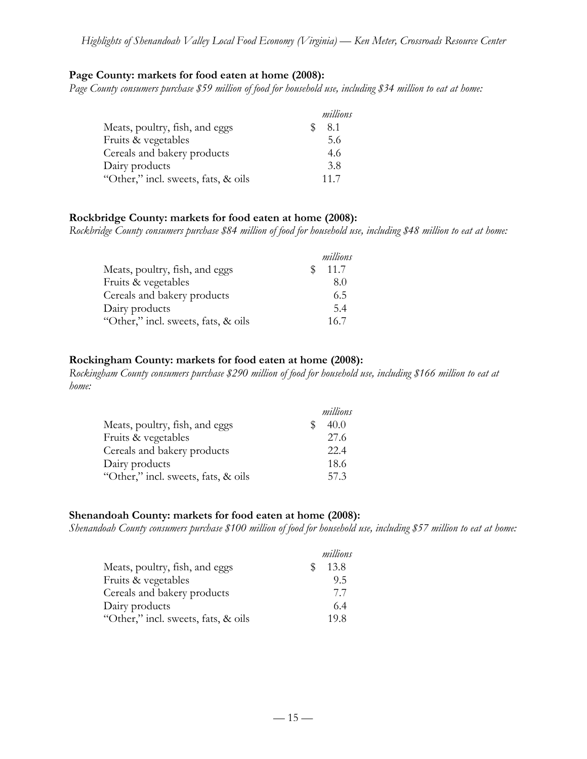**Page County: markets for food eaten at home (2008):**

*Page County consumers purchase $59 million of food for household use, including $34 million to eat at home:*

| | *millions* |
|---|---|
| Meats, poultry, fish, and eggs | $ 8.1 |
| Fruits & vegetables | 5.6 |
| Cereals and bakery products | 4.6 |
| Dairy products | 3.8 |
| "Other," incl. sweets, fats, & oils | 11.7 |

**Rockbridge County: markets for food eaten at home (2008):**

*Rockbridge County consumers purchase $84 million of food for household use, including $48 million to eat at home:*

| | *millions* |
|---|---|
| Meats, poultry, fish, and eggs | $ 11.7 |
| Fruits & vegetables | 8.0 |
| Cereals and bakery products | 6.5 |
| Dairy products | 5.4 |
| "Other," incl. sweets, fats, & oils | 16.7 |

**Rockingham County: markets for food eaten at home (2008):**

*Rockingham County consumers purchase $290 million of food for household use, including $166 million to eat at home:*

| | *millions* |
|---|---|
| Meats, poultry, fish, and eggs | $ 40.0 |
| Fruits & vegetables | 27.6 |
| Cereals and bakery products | 22.4 |
| Dairy products | 18.6 |
| "Other," incl. sweets, fats, & oils | 57.3 |

**Shenandoah County: markets for food eaten at home (2008):**

*Shenandoah County consumers purchase $100 million of food for household use, including $57 million to eat at home:*

| | *millions* |
|---|---|
| Meats, poultry, fish, and eggs | $ 13.8 |
| Fruits & vegetables | 9.5 |
| Cereals and bakery products | 7.7 |
| Dairy products | 6.4 |
| "Other," incl. sweets, fats, & oils | 19.8 |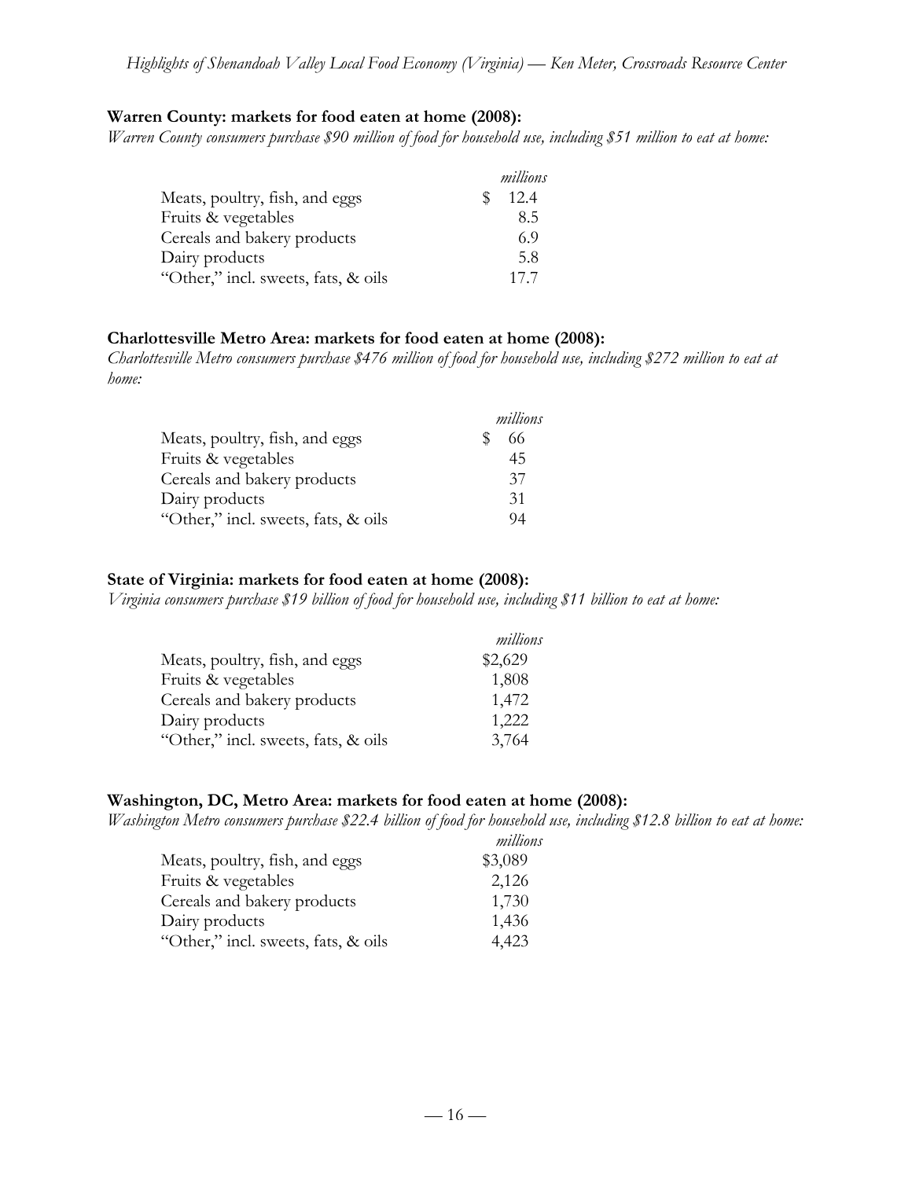**Warren County: markets for food eaten at home (2008):**

*Warren County consumers purchase $90 million of food for household use, including $51 million to eat at home:*

| | *millions* |
|---|---|
| Meats, poultry, fish, and eggs | $ 12.4 |
| Fruits & vegetables | 8.5 |
| Cereals and bakery products | 6.9 |
| Dairy products | 5.8 |
| "Other," incl. sweets, fats, & oils | 17.7 |

**Charlottesville Metro Area: markets for food eaten at home (2008):**

*Charlottesville Metro consumers purchase $476 million of food for household use, including $272 million to eat at home:*

| | *millions* |
|---|---|
| Meats, poultry, fish, and eggs | $ 66 |
| Fruits & vegetables | 45 |
| Cereals and bakery products | 37 |
| Dairy products | 31 |
| "Other," incl. sweets, fats, & oils | 94 |

**State of Virginia: markets for food eaten at home (2008):**

*Virginia consumers purchase $19 billion of food for household use, including $11 billion to eat at home:*

| | *millions* |
|---|---|
| Meats, poultry, fish, and eggs | $2,629 |
| Fruits & vegetables | 1,808 |
| Cereals and bakery products | 1,472 |
| Dairy products | 1,222 |
| "Other," incl. sweets, fats, & oils | 3,764 |

**Washington, DC, Metro Area: markets for food eaten at home (2008):**

*Washington Metro consumers purchase $22.4 billion of food for household use, including $12.8 billion to eat at home:*

| | *millions* |
|---|---|
| Meats, poultry, fish, and eggs | $3,089 |
| Fruits & vegetables | 2,126 |
| Cereals and bakery products | 1,730 |
| Dairy products | 1,436 |
| "Other," incl. sweets, fats, & oils | 4,423 |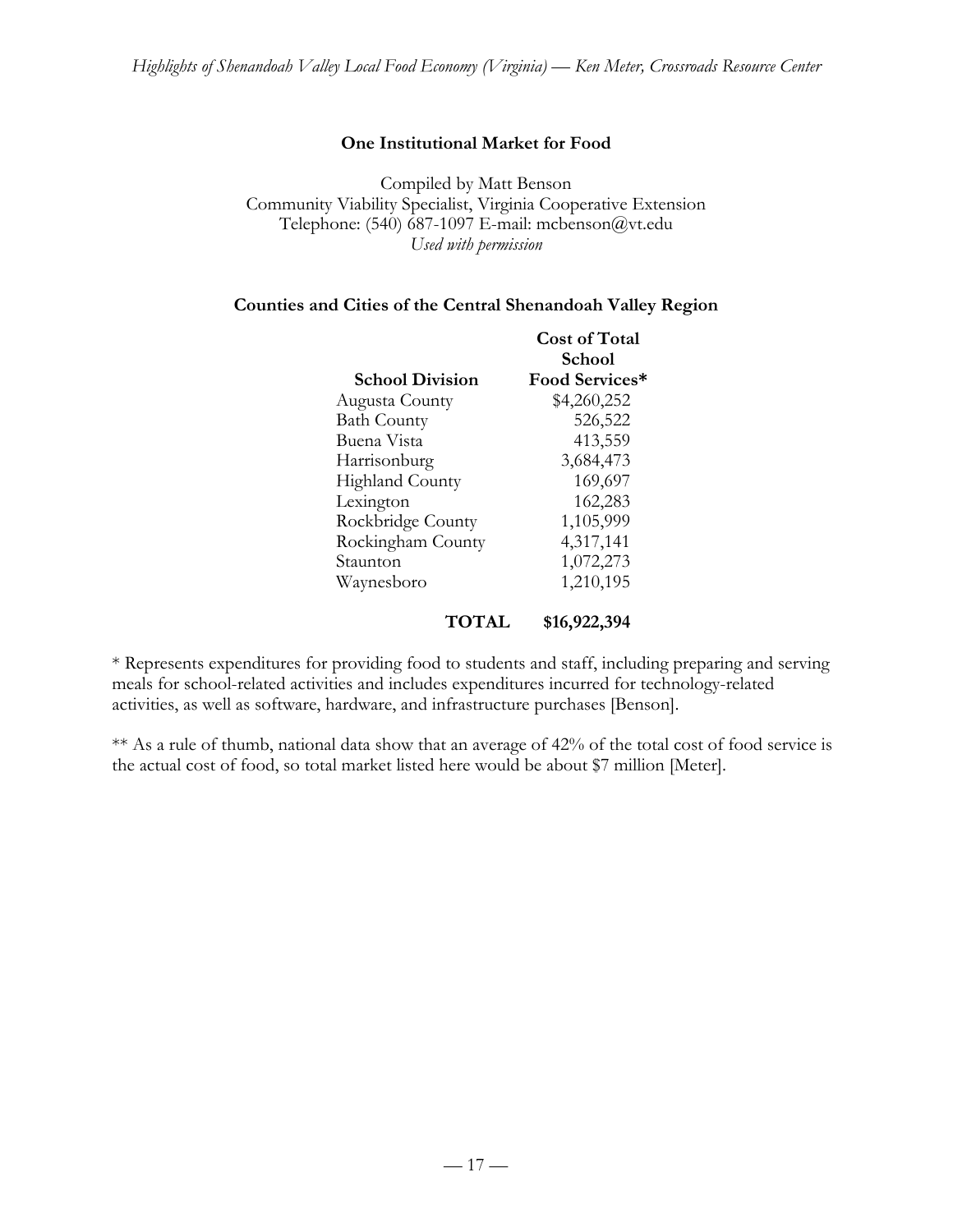### One Institutional Market for Food

Compiled by Matt Benson
Community Viability Specialist, Virginia Cooperative Extension
Telephone: (540) 687-1097 E-mail: mcbenson@vt.edu
*Used with permission*

### Counties and Cities of the Central Shenandoah Valley Region

| School Division | Cost of Total School Food Services* |
|---|---|
| Augusta County | $4,260,252 |
| Bath County | 526,522 |
| Buena Vista | 413,559 |
| Harrisonburg | 3,684,473 |
| Highland County | 169,697 |
| Lexington | 162,283 |
| Rockbridge County | 1,105,999 |
| Rockingham County | 4,317,141 |
| Staunton | 1,072,273 |
| Waynesboro | 1,210,195 |
| **TOTAL** | **$16,922,394** |

* Represents expenditures for providing food to students and staff, including preparing and serving meals for school-related activities and includes expenditures incurred for technology-related activities, as well as software, hardware, and infrastructure purchases [Benson].

** As a rule of thumb, national data show that an average of 42% of the total cost of food service is the actual cost of food, so total market listed here would be about $7 million [Meter].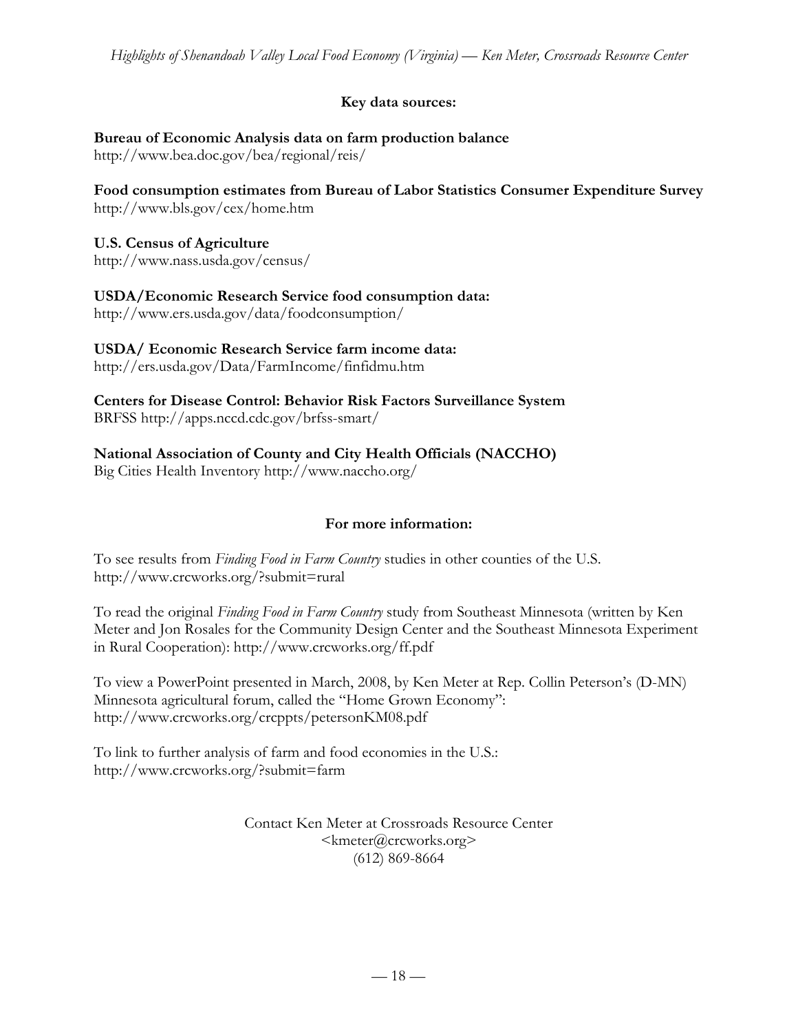**Key data sources:**

**Bureau of Economic Analysis data on farm production balance**
http://www.bea.doc.gov/bea/regional/reis/

**Food consumption estimates from Bureau of Labor Statistics Consumer Expenditure Survey**
http://www.bls.gov/cex/home.htm

**U.S. Census of Agriculture**
http://www.nass.usda.gov/census/

**USDA/Economic Research Service food consumption data:**
http://www.ers.usda.gov/data/foodconsumption/

**USDA/ Economic Research Service farm income data:**
http://ers.usda.gov/Data/FarmIncome/finfidmu.htm

**Centers for Disease Control: Behavior Risk Factors Surveillance System**
BRFSS http://apps.nccd.cdc.gov/brfss-smart/

**National Association of County and City Health Officials (NACCHO)**
Big Cities Health Inventory http://www.naccho.org/

**For more information:**

To see results from *Finding Food in Farm Country* studies in other counties of the U.S.
http://www.crcworks.org/?submit=rural

To read the original *Finding Food in Farm Country* study from Southeast Minnesota (written by Ken Meter and Jon Rosales for the Community Design Center and the Southeast Minnesota Experiment in Rural Cooperation): http://www.crcworks.org/ff.pdf

To view a PowerPoint presented in March, 2008, by Ken Meter at Rep. Collin Peterson's (D-MN) Minnesota agricultural forum, called the "Home Grown Economy":
http://www.crcworks.org/crcppts/petersonKM08.pdf

To link to further analysis of farm and food economies in the U.S.:
http://www.crcworks.org/?submit=farm

Contact Ken Meter at Crossroads Resource Center
<kmeter@crcworks.org>
(612) 869-8664